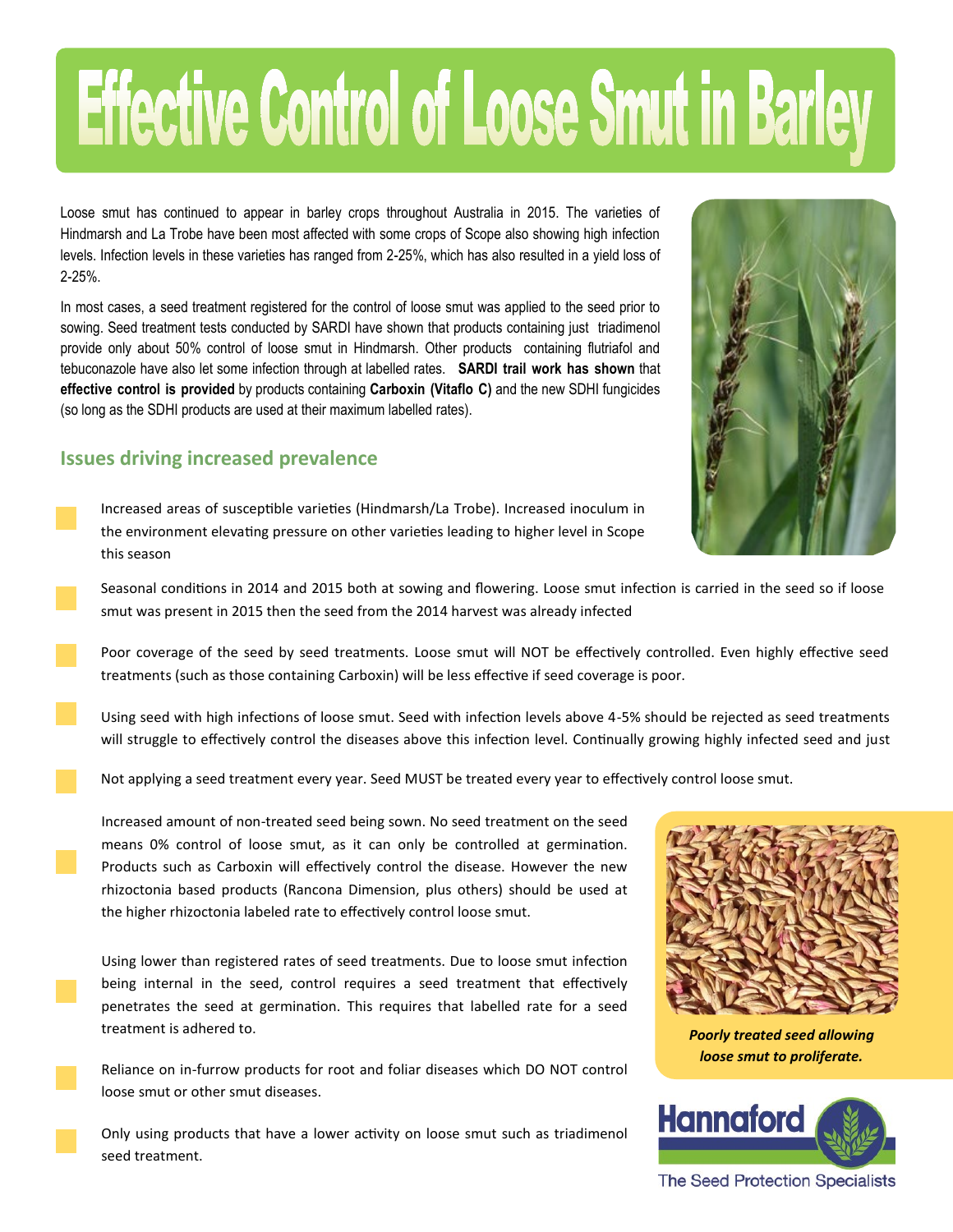# Effective Control of Loose Smut in Barley

Loose smut has continued to appear in barley crops throughout Australia in 2015. The varieties of Hindmarsh and La Trobe have been most affected with some crops of Scope also showing high infection levels. Infection levels in these varieties has ranged from 2-25%, which has also resulted in a yield loss of 2-25%.

In most cases, a seed treatment registered for the control of loose smut was applied to the seed prior to sowing. Seed treatment tests conducted by SARDI have shown that products containing just triadimenol provide only about 50% control of loose smut in Hindmarsh. Other products containing flutriafol and tebuconazole have also let some infection through at labelled rates. **SARDI trail work has shown** that **effective control is provided** by products containing **Carboxin (Vitaflo C)** and the new SDHI fungicides (so long as the SDHI products are used at their maximum labelled rates).

## Issues driving increased prevalence

- Increased areas of susceptible varieties (Hindmarsh/La Trobe). Increased inoculum in the environment elevating pressure on other varieties leading to higher level in Scope this season
- Seasonal conditions in 2014 and 2015 both at sowing and flowering. Loose smut infection is carried in the seed so if loose smut was present in 2015 then the seed from the 2014 harvest was already infected
- Poor coverage of the seed by seed treatments. Loose smut will NOT be effectively controlled. Even highly effective seed treatments (such as those containing Carboxin) will be less effective if seed coverage is poor.
- Using seed with high infections of loose smut. Seed with infection levels above 4-5% should be rejected as seed treatments will struggle to effectively control the diseases above this infection level. Continually growing highly infected seed and just
- Not applying a seed treatment every year. Seed MUST be treated every year to effectively control loose smut.
- Increased amount of non-treated seed being sown. No seed treatment on the seed means 0% control of loose smut, as it can only be controlled at germination. Products such as Carboxin will effectively control the disease. However the new rhizoctonia based products (Rancona Dimension, plus others) should be used at the higher rhizoctonia labeled rate to effectively control loose smut.
- Using lower than registered rates of seed treatments. Due to loose smut infection being internal in the seed, control requires a seed treatment that effectively penetrates the seed at germination. This requires that labelled rate for a seed treatment is adhered to.
- Reliance on in-furrow products for root and foliar diseases which DO NOT control loose smut or other smut diseases.
- Only using products that have a lower activity on loose smut such as triadimenol seed treatment.

*Poorly treated seed allowing loose smut to proliferate.*

Hannaford

The Seed Protection Specialists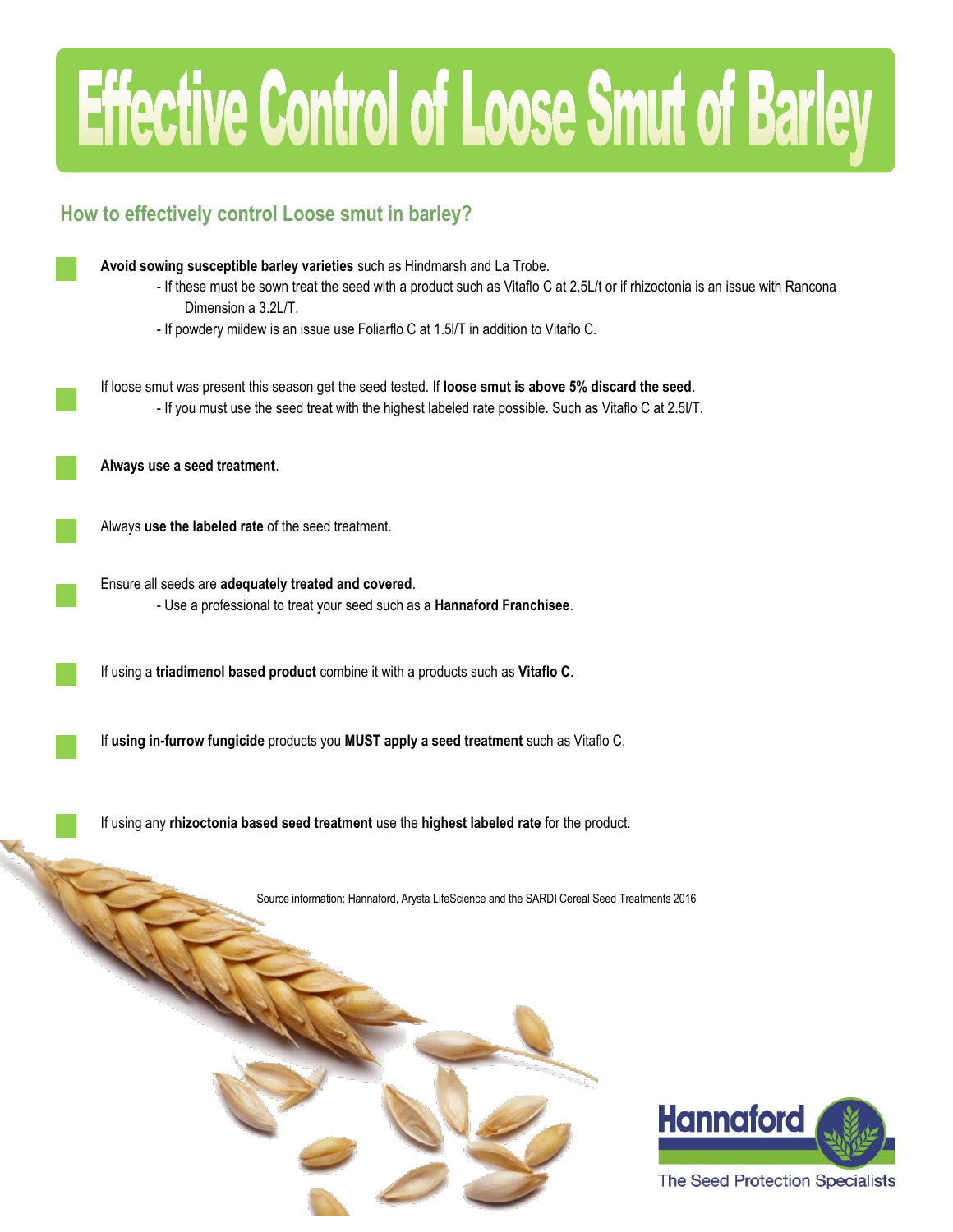# Effective Control of Loose Smut of Barley

## How to effectively control Loose smut in barley?

- **Avoid sowing susceptible barley varieties** such as Hindmarsh and La Trobe.
  - If these must be sown treat the seed with a product such as Vitaflo C at 2.5L/t or if rhizoctonia is an issue with Rancona Dimension a 3.2L/T.
  - If powdery mildew is an issue use Foliarflo C at 1.5l/T in addition to Vitaflo C.

- If loose smut was present this season get the seed tested. If **loose smut is above 5% discard the seed**.
  - If you must use the seed treat with the highest labeled rate possible. Such as Vitaflo C at 2.5l/T.

- **Always use a seed treatment**.

- Always **use the labeled rate** of the seed treatment.

- Ensure all seeds are **adequately treated and covered**.
  - Use a professional to treat your seed such as a **Hannaford Franchisee**.

- If using a **triadimenol based product** combine it with a products such as **Vitaflo C**.

- If **using in-furrow fungicide** products you **MUST apply a seed treatment** such as Vitaflo C.

- If using any **rhizoctonia based seed treatment** use the **highest labeled rate** for the product.

Source information: Hannaford, Arysta LifeScience and the SARDI Cereal Seed Treatments 2016

Hannaford

The Seed Protection Specialists